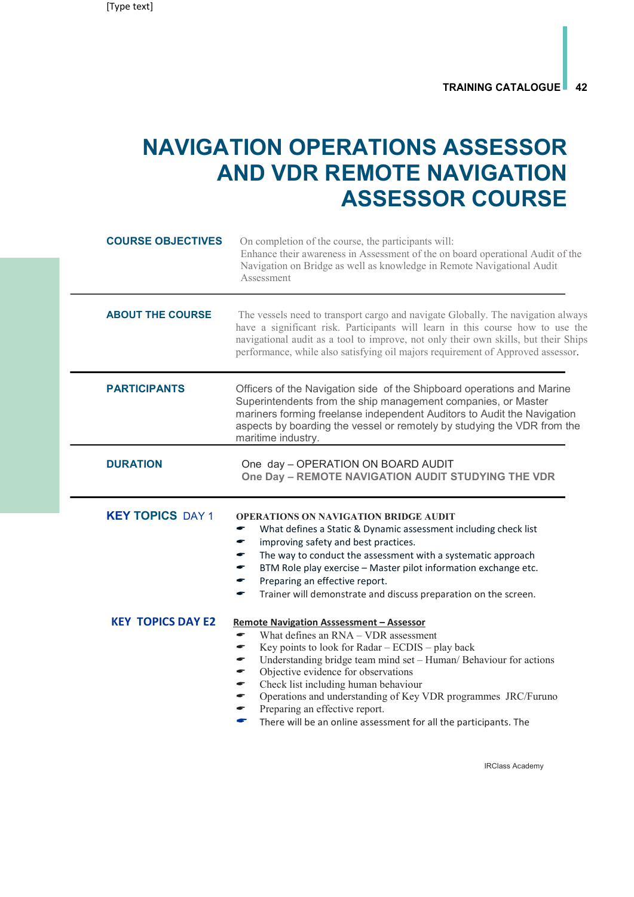# NAVIGATION OPERATIONS ASSESSOR AND VDR REMOTE NAVIGATION ASSESSOR COURSE

**COURSE OBJECTIVES**

On completion of the course, the participants will:
Enhance their awareness in Assessment of the on board operational Audit of the Navigation on Bridge as well as knowledge in Remote Navigational Audit Assessment

**ABOUT THE COURSE**

The vessels need to transport cargo and navigate Globally. The navigation always have a significant risk. Participants will learn in this course how to use the navigational audit as a tool to improve, not only their own skills, but their Ships performance, while also satisfying oil majors requirement of Approved assessor.

**PARTICIPANTS**

Officers of the Navigation side of the Shipboard operations and Marine Superintendents from the ship management companies, or Master mariners forming freelanse independent Auditors to Audit the Navigation aspects by boarding the vessel or remotely by studying the VDR from the maritime industry.

**DURATION**

One day – OPERATION ON BOARD AUDIT
**One Day – REMOTE NAVIGATION AUDIT STUDYING THE VDR**

**KEY TOPICS** DAY 1

**OPERATIONS ON NAVIGATION BRIDGE AUDIT**

- What defines a Static & Dynamic assessment including check list
- improving safety and best practices.
- The way to conduct the assessment with a systematic approach
- BTM Role play exercise – Master pilot information exchange etc.
- Preparing an effective report.
- Trainer will demonstrate and discuss preparation on the screen.

**KEY TOPICS DAY E2**

**Remote Navigation Asssessment – Assessor**

- What defines an RNA – VDR assessment
- Key points to look for Radar – ECDIS – play back
- Understanding bridge team mind set – Human/ Behaviour for actions
- Objective evidence for observations
- Check list including human behaviour
- Operations and understanding of Key VDR programmes JRC/Furuno
- Preparing an effective report.
- There will be an online assessment for all the participants. The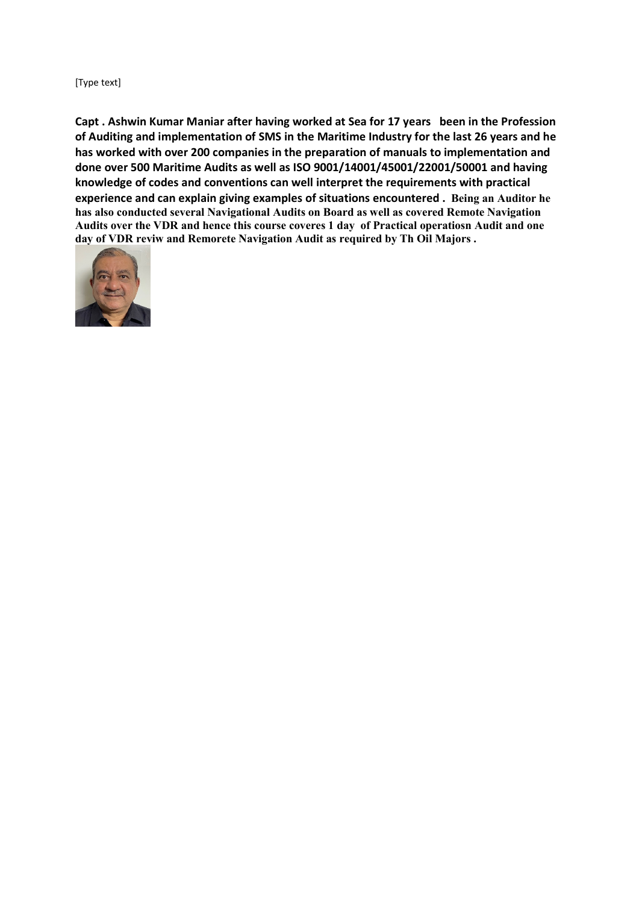[Type text]

**Capt . Ashwin Kumar Maniar after having worked at Sea for 17 years been in the Profession of Auditing and implementation of SMS in the Maritime Industry for the last 26 years and he has worked with over 200 companies in the preparation of manuals to implementation and done over 500 Maritime Audits as well as ISO 9001/14001/45001/22001/50001 and having knowledge of codes and conventions can well interpret the requirements with practical experience and can explain giving examples of situations encountered . Being an Auditor he has also conducted several Navigational Audits on Board as well as covered Remote Navigation Audits over the VDR and hence this course coveres 1 day of Practical operatiosn Audit and one day of VDR reviw and Remorete Navigation Audit as required by Th Oil Majors .**